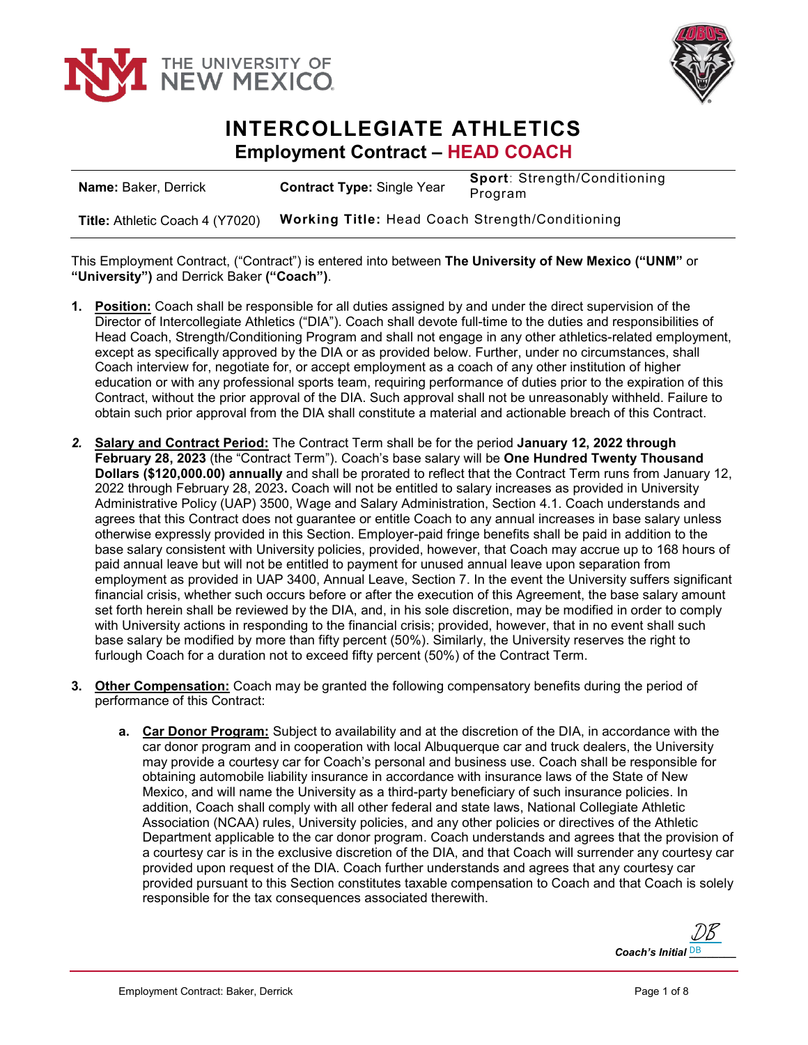# INTERCOLLEGIATE ATHLETICS

## Employment Contract – HEAD COACH

| **Name:** Baker, Derrick | **Contract Type:** Single Year | **Sport**: Strength/Conditioning Program |
|---|---|---|
| **Title:** Athletic Coach 4 (Y7020) | **Working Title:** Head Coach Strength/Conditioning | |

This Employment Contract, ("Contract") is entered into between **The University of New Mexico ("UNM"** or **"University")** and Derrick Baker **("Coach")**.

1. **Position:** Coach shall be responsible for all duties assigned by and under the direct supervision of the Director of Intercollegiate Athletics ("DIA"). Coach shall devote full-time to the duties and responsibilities of Head Coach, Strength/Conditioning Program and shall not engage in any other athletics-related employment, except as specifically approved by the DIA or as provided below. Further, under no circumstances, shall Coach interview for, negotiate for, or accept employment as a coach of any other institution of higher education or with any professional sports team, requiring performance of duties prior to the expiration of this Contract, without the prior approval of the DIA. Such approval shall not be unreasonably withheld. Failure to obtain such prior approval from the DIA shall constitute a material and actionable breach of this Contract.

2. **Salary and Contract Period:** The Contract Term shall be for the period **January 12, 2022 through February 28, 2023** (the "Contract Term"). Coach's base salary will be **One Hundred Twenty Thousand Dollars ($120,000.00) annually** and shall be prorated to reflect that the Contract Term runs from January 12, 2022 through February 28, 2023**.** Coach will not be entitled to salary increases as provided in University Administrative Policy (UAP) 3500, Wage and Salary Administration, Section 4.1. Coach understands and agrees that this Contract does not guarantee or entitle Coach to any annual increases in base salary unless otherwise expressly provided in this Section. Employer-paid fringe benefits shall be paid in addition to the base salary consistent with University policies, provided, however, that Coach may accrue up to 168 hours of paid annual leave but will not be entitled to payment for unused annual leave upon separation from employment as provided in UAP 3400, Annual Leave, Section 7. In the event the University suffers significant financial crisis, whether such occurs before or after the execution of this Agreement, the base salary amount set forth herein shall be reviewed by the DIA, and, in his sole discretion, may be modified in order to comply with University actions in responding to the financial crisis; provided, however, that in no event shall such base salary be modified by more than fifty percent (50%). Similarly, the University reserves the right to furlough Coach for a duration not to exceed fifty percent (50%) of the Contract Term.

3. **Other Compensation:** Coach may be granted the following compensatory benefits during the period of performance of this Contract:

   a. **Car Donor Program:** Subject to availability and at the discretion of the DIA, in accordance with the car donor program and in cooperation with local Albuquerque car and truck dealers, the University may provide a courtesy car for Coach's personal and business use. Coach shall be responsible for obtaining automobile liability insurance in accordance with insurance laws of the State of New Mexico, and will name the University as a third-party beneficiary of such insurance policies. In addition, Coach shall comply with all other federal and state laws, National Collegiate Athletic Association (NCAA) rules, University policies, and any other policies or directives of the Athletic Department applicable to the car donor program. Coach understands and agrees that the provision of a courtesy car is in the exclusive discretion of the DIA, and that Coach will surrender any courtesy car provided upon request of the DIA. Coach further understands and agrees that any courtesy car provided pursuant to this Section constitutes taxable compensation to Coach and that Coach is solely responsible for the tax consequences associated therewith.

*Coach's Initial* DB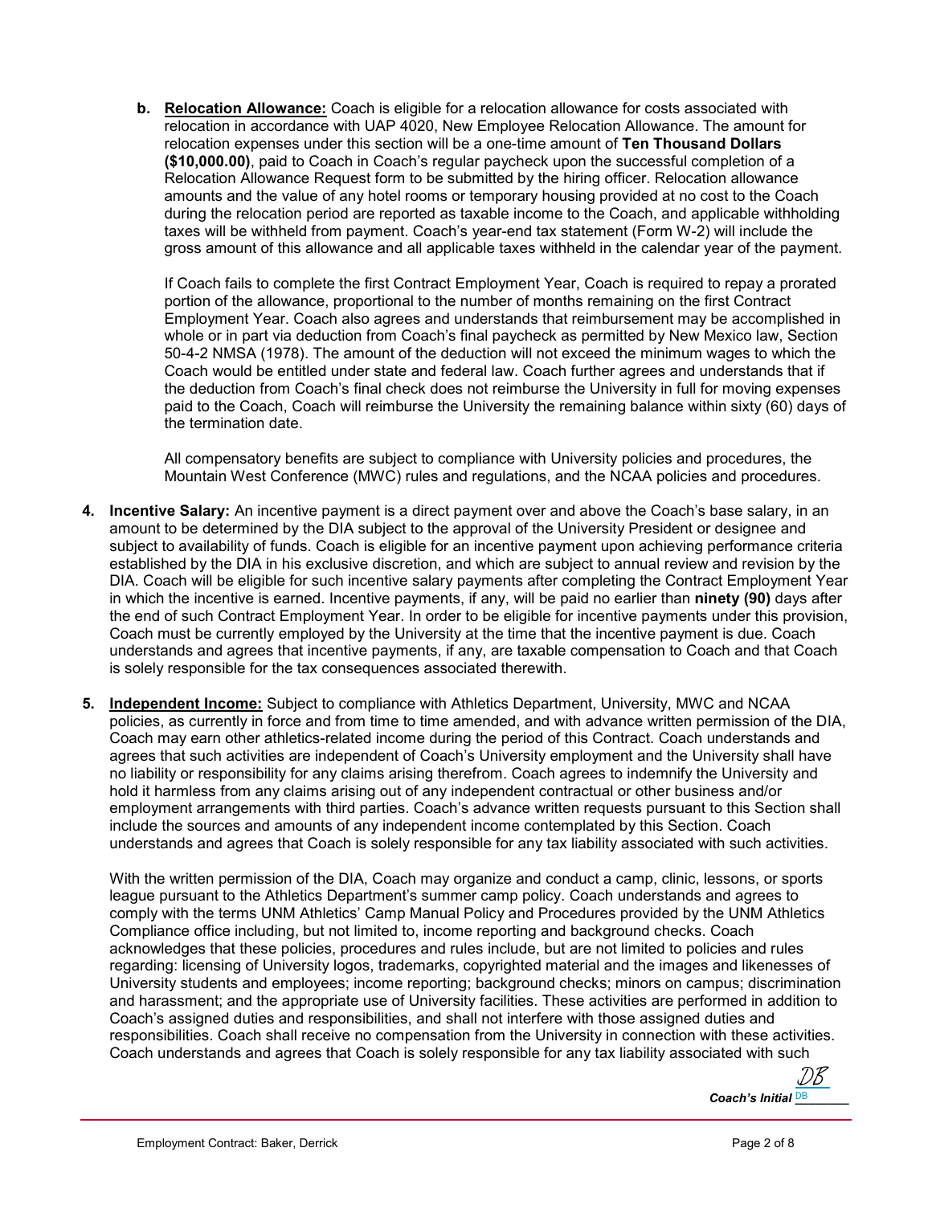b. **Relocation Allowance:** Coach is eligible for a relocation allowance for costs associated with relocation in accordance with UAP 4020, New Employee Relocation Allowance. The amount for relocation expenses under this section will be a one-time amount of **Ten Thousand Dollars ($10,000.00)**, paid to Coach in Coach's regular paycheck upon the successful completion of a Relocation Allowance Request form to be submitted by the hiring officer. Relocation allowance amounts and the value of any hotel rooms or temporary housing provided at no cost to the Coach during the relocation period are reported as taxable income to the Coach, and applicable withholding taxes will be withheld from payment. Coach's year-end tax statement (Form W-2) will include the gross amount of this allowance and all applicable taxes withheld in the calendar year of the payment.

   If Coach fails to complete the first Contract Employment Year, Coach is required to repay a prorated portion of the allowance, proportional to the number of months remaining on the first Contract Employment Year. Coach also agrees and understands that reimbursement may be accomplished in whole or in part via deduction from Coach's final paycheck as permitted by New Mexico law, Section 50-4-2 NMSA (1978). The amount of the deduction will not exceed the minimum wages to which the Coach would be entitled under state and federal law. Coach further agrees and understands that if the deduction from Coach's final check does not reimburse the University in full for moving expenses paid to the Coach, Coach will reimburse the University the remaining balance within sixty (60) days of the termination date.

   All compensatory benefits are subject to compliance with University policies and procedures, the Mountain West Conference (MWC) rules and regulations, and the NCAA policies and procedures.

4. **Incentive Salary:** An incentive payment is a direct payment over and above the Coach's base salary, in an amount to be determined by the DIA subject to the approval of the University President or designee and subject to availability of funds. Coach is eligible for an incentive payment upon achieving performance criteria established by the DIA in his exclusive discretion, and which are subject to annual review and revision by the DIA. Coach will be eligible for such incentive salary payments after completing the Contract Employment Year in which the incentive is earned. Incentive payments, if any, will be paid no earlier than **ninety (90)** days after the end of such Contract Employment Year. In order to be eligible for incentive payments under this provision, Coach must be currently employed by the University at the time that the incentive payment is due. Coach understands and agrees that incentive payments, if any, are taxable compensation to Coach and that Coach is solely responsible for the tax consequences associated therewith.

5. **Independent Income:** Subject to compliance with Athletics Department, University, MWC and NCAA policies, as currently in force and from time to time amended, and with advance written permission of the DIA, Coach may earn other athletics-related income during the period of this Contract. Coach understands and agrees that such activities are independent of Coach's University employment and the University shall have no liability or responsibility for any claims arising therefrom. Coach agrees to indemnify the University and hold it harmless from any claims arising out of any independent contractual or other business and/or employment arrangements with third parties. Coach's advance written requests pursuant to this Section shall include the sources and amounts of any independent income contemplated by this Section. Coach understands and agrees that Coach is solely responsible for any tax liability associated with such activities.

   With the written permission of the DIA, Coach may organize and conduct a camp, clinic, lessons, or sports league pursuant to the Athletics Department's summer camp policy. Coach understands and agrees to comply with the terms UNM Athletics' Camp Manual Policy and Procedures provided by the UNM Athletics Compliance office including, but not limited to, income reporting and background checks. Coach acknowledges that these policies, procedures and rules include, but are not limited to policies and rules regarding: licensing of University logos, trademarks, copyrighted material and the images and likenesses of University students and employees; income reporting; background checks; minors on campus; discrimination and harassment; and the appropriate use of University facilities. These activities are performed in addition to Coach's assigned duties and responsibilities, and shall not interfere with those assigned duties and responsibilities. Coach shall receive no compensation from the University in connection with these activities. Coach understands and agrees that Coach is solely responsible for any tax liability associated with such

*Coach's Initial* DB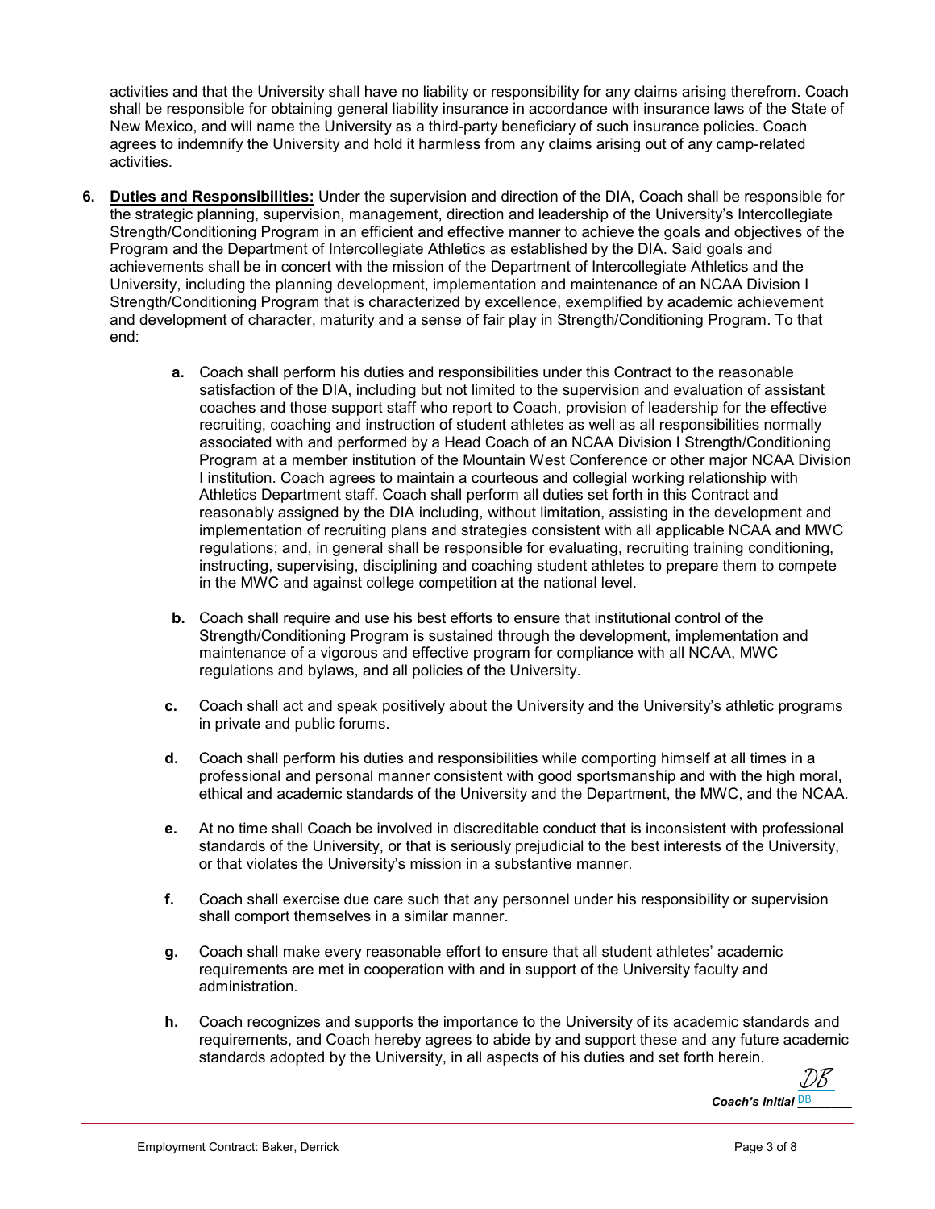activities and that the University shall have no liability or responsibility for any claims arising therefrom. Coach shall be responsible for obtaining general liability insurance in accordance with insurance laws of the State of New Mexico, and will name the University as a third-party beneficiary of such insurance policies. Coach agrees to indemnify the University and hold it harmless from any claims arising out of any camp-related activities.

6. **Duties and Responsibilities:** Under the supervision and direction of the DIA, Coach shall be responsible for the strategic planning, supervision, management, direction and leadership of the University's Intercollegiate Strength/Conditioning Program in an efficient and effective manner to achieve the goals and objectives of the Program and the Department of Intercollegiate Athletics as established by the DIA. Said goals and achievements shall be in concert with the mission of the Department of Intercollegiate Athletics and the University, including the planning development, implementation and maintenance of an NCAA Division I Strength/Conditioning Program that is characterized by excellence, exemplified by academic achievement and development of character, maturity and a sense of fair play in Strength/Conditioning Program. To that end:

   a. Coach shall perform his duties and responsibilities under this Contract to the reasonable satisfaction of the DIA, including but not limited to the supervision and evaluation of assistant coaches and those support staff who report to Coach, provision of leadership for the effective recruiting, coaching and instruction of student athletes as well as all responsibilities normally associated with and performed by a Head Coach of an NCAA Division I Strength/Conditioning Program at a member institution of the Mountain West Conference or other major NCAA Division I institution. Coach agrees to maintain a courteous and collegial working relationship with Athletics Department staff. Coach shall perform all duties set forth in this Contract and reasonably assigned by the DIA including, without limitation, assisting in the development and implementation of recruiting plans and strategies consistent with all applicable NCAA and MWC regulations; and, in general shall be responsible for evaluating, recruiting training conditioning, instructing, supervising, disciplining and coaching student athletes to prepare them to compete in the MWC and against college competition at the national level.

   b. Coach shall require and use his best efforts to ensure that institutional control of the Strength/Conditioning Program is sustained through the development, implementation and maintenance of a vigorous and effective program for compliance with all NCAA, MWC regulations and bylaws, and all policies of the University.

   c. Coach shall act and speak positively about the University and the University's athletic programs in private and public forums.

   d. Coach shall perform his duties and responsibilities while comporting himself at all times in a professional and personal manner consistent with good sportsmanship and with the high moral, ethical and academic standards of the University and the Department, the MWC, and the NCAA.

   e. At no time shall Coach be involved in discreditable conduct that is inconsistent with professional standards of the University, or that is seriously prejudicial to the best interests of the University, or that violates the University's mission in a substantive manner.

   f. Coach shall exercise due care such that any personnel under his responsibility or supervision shall comport themselves in a similar manner.

   g. Coach shall make every reasonable effort to ensure that all student athletes' academic requirements are met in cooperation with and in support of the University faculty and administration.

   h. Coach recognizes and supports the importance to the University of its academic standards and requirements, and Coach hereby agrees to abide by and support these and any future academic standards adopted by the University, in all aspects of his duties and set forth herein.

*Coach's Initial* DB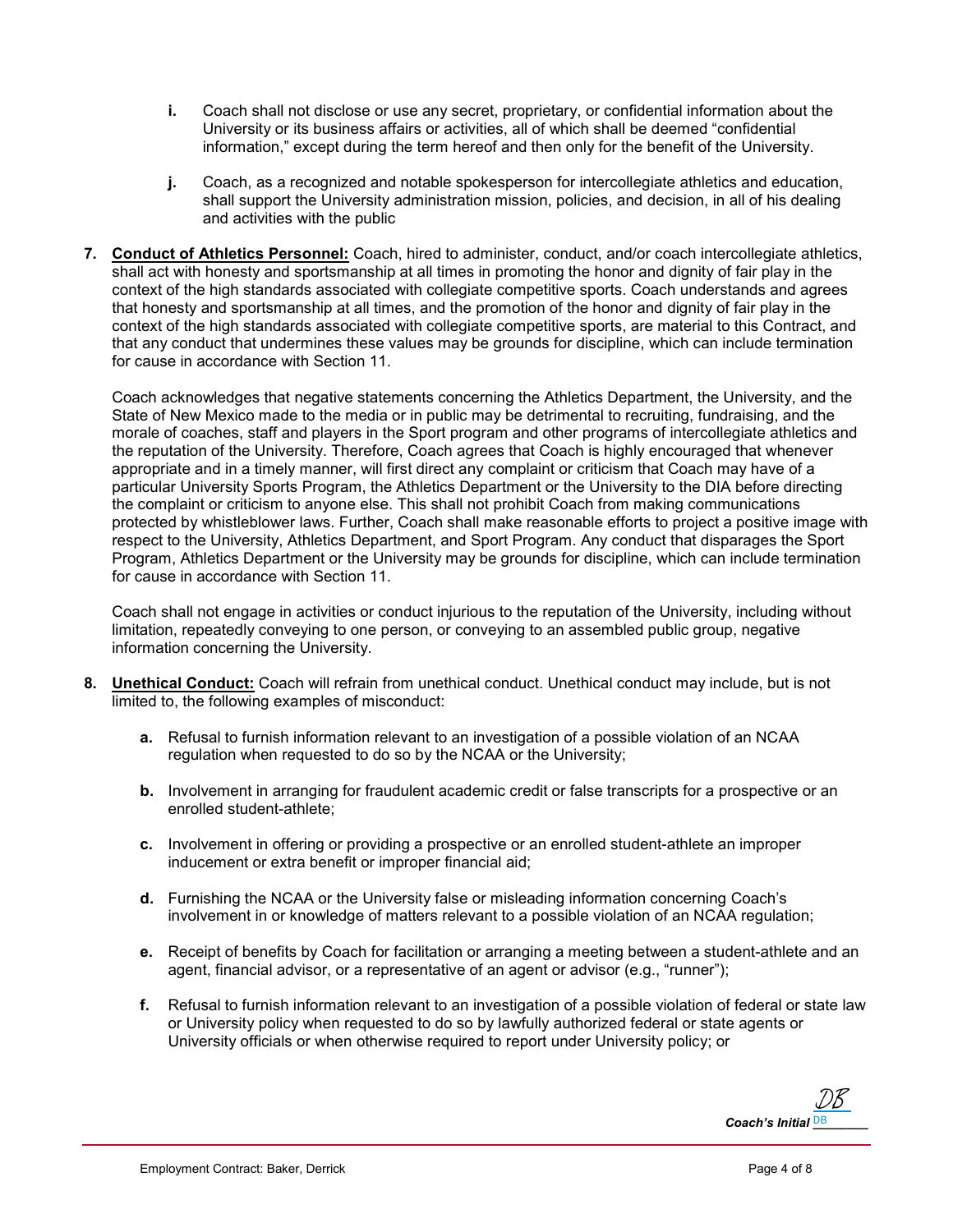- **i.** Coach shall not disclose or use any secret, proprietary, or confidential information about the University or its business affairs or activities, all of which shall be deemed "confidential information," except during the term hereof and then only for the benefit of the University.

- **j.** Coach, as a recognized and notable spokesperson for intercollegiate athletics and education, shall support the University administration mission, policies, and decision, in all of his dealing and activities with the public

**7. Conduct of Athletics Personnel:** Coach, hired to administer, conduct, and/or coach intercollegiate athletics, shall act with honesty and sportsmanship at all times in promoting the honor and dignity of fair play in the context of the high standards associated with collegiate competitive sports. Coach understands and agrees that honesty and sportsmanship at all times, and the promotion of the honor and dignity of fair play in the context of the high standards associated with collegiate competitive sports, are material to this Contract, and that any conduct that undermines these values may be grounds for discipline, which can include termination for cause in accordance with Section 11.

Coach acknowledges that negative statements concerning the Athletics Department, the University, and the State of New Mexico made to the media or in public may be detrimental to recruiting, fundraising, and the morale of coaches, staff and players in the Sport program and other programs of intercollegiate athletics and the reputation of the University. Therefore, Coach agrees that Coach is highly encouraged that whenever appropriate and in a timely manner, will first direct any complaint or criticism that Coach may have of a particular University Sports Program, the Athletics Department or the University to the DIA before directing the complaint or criticism to anyone else. This shall not prohibit Coach from making communications protected by whistleblower laws. Further, Coach shall make reasonable efforts to project a positive image with respect to the University, Athletics Department, and Sport Program. Any conduct that disparages the Sport Program, Athletics Department or the University may be grounds for discipline, which can include termination for cause in accordance with Section 11.

Coach shall not engage in activities or conduct injurious to the reputation of the University, including without limitation, repeatedly conveying to one person, or conveying to an assembled public group, negative information concerning the University.

**8. Unethical Conduct:** Coach will refrain from unethical conduct. Unethical conduct may include, but is not limited to, the following examples of misconduct:

- **a.** Refusal to furnish information relevant to an investigation of a possible violation of an NCAA regulation when requested to do so by the NCAA or the University;

- **b.** Involvement in arranging for fraudulent academic credit or false transcripts for a prospective or an enrolled student-athlete;

- **c.** Involvement in offering or providing a prospective or an enrolled student-athlete an improper inducement or extra benefit or improper financial aid;

- **d.** Furnishing the NCAA or the University false or misleading information concerning Coach's involvement in or knowledge of matters relevant to a possible violation of an NCAA regulation;

- **e.** Receipt of benefits by Coach for facilitation or arranging a meeting between a student-athlete and an agent, financial advisor, or a representative of an agent or advisor (e.g., "runner");

- **f.** Refusal to furnish information relevant to an investigation of a possible violation of federal or state law or University policy when requested to do so by lawfully authorized federal or state agents or University officials or when otherwise required to report under University policy; or

*Coach's Initial* DB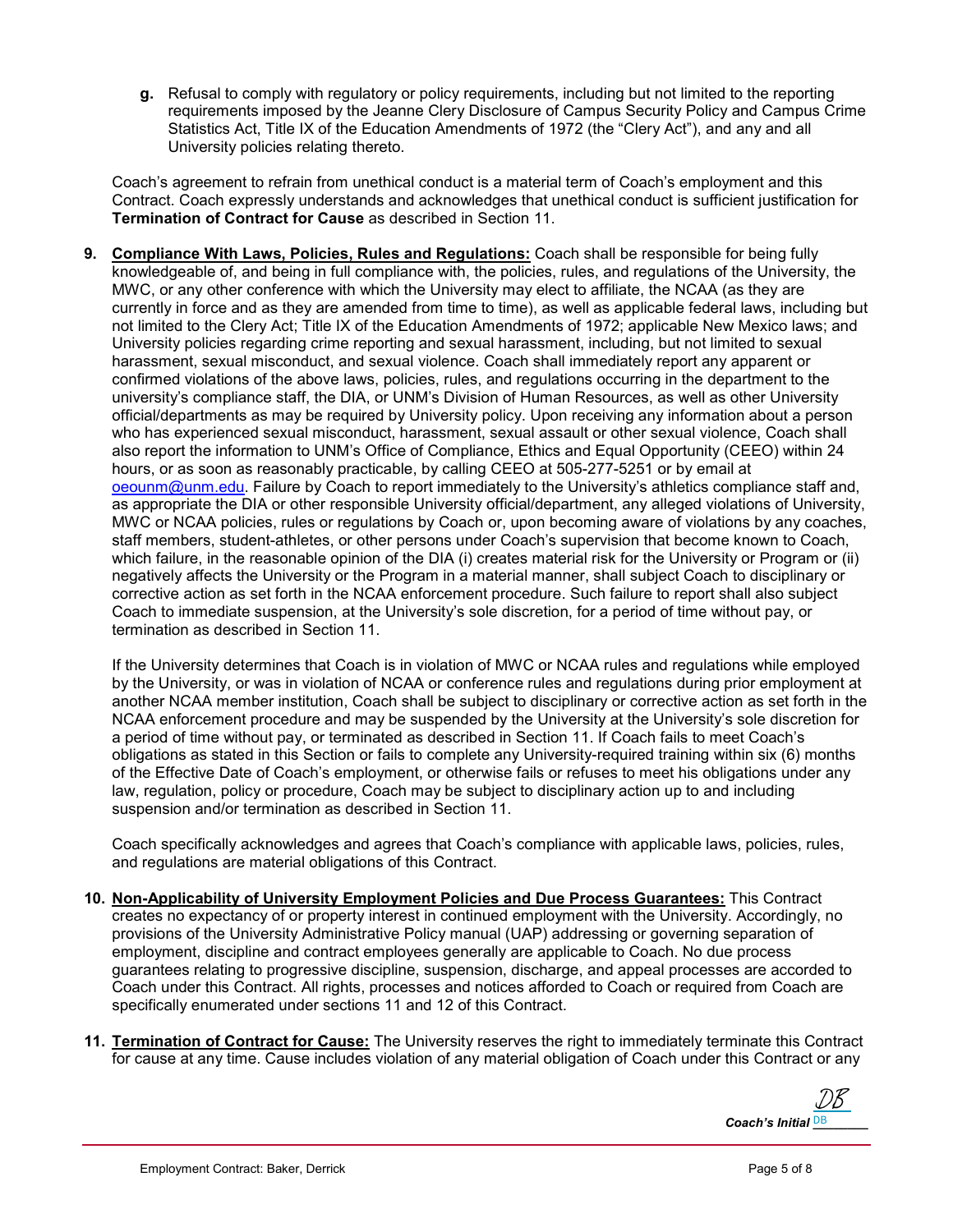**g.** Refusal to comply with regulatory or policy requirements, including but not limited to the reporting requirements imposed by the Jeanne Clery Disclosure of Campus Security Policy and Campus Crime Statistics Act, Title IX of the Education Amendments of 1972 (the "Clery Act"), and any and all University policies relating thereto.

Coach's agreement to refrain from unethical conduct is a material term of Coach's employment and this Contract. Coach expressly understands and acknowledges that unethical conduct is sufficient justification for **Termination of Contract for Cause** as described in Section 11.

**9. Compliance With Laws, Policies, Rules and Regulations:** Coach shall be responsible for being fully knowledgeable of, and being in full compliance with, the policies, rules, and regulations of the University, the MWC, or any other conference with which the University may elect to affiliate, the NCAA (as they are currently in force and as they are amended from time to time), as well as applicable federal laws, including but not limited to the Clery Act; Title IX of the Education Amendments of 1972; applicable New Mexico laws; and University policies regarding crime reporting and sexual harassment, including, but not limited to sexual harassment, sexual misconduct, and sexual violence. Coach shall immediately report any apparent or confirmed violations of the above laws, policies, rules, and regulations occurring in the department to the university's compliance staff, the DIA, or UNM's Division of Human Resources, as well as other University official/departments as may be required by University policy. Upon receiving any information about a person who has experienced sexual misconduct, harassment, sexual assault or other sexual violence, Coach shall also report the information to UNM's Office of Compliance, Ethics and Equal Opportunity (CEEO) within 24 hours, or as soon as reasonably practicable, by calling CEEO at 505-277-5251 or by email at oeounm@unm.edu. Failure by Coach to report immediately to the University's athletics compliance staff and, as appropriate the DIA or other responsible University official/department, any alleged violations of University, MWC or NCAA policies, rules or regulations by Coach or, upon becoming aware of violations by any coaches, staff members, student-athletes, or other persons under Coach's supervision that become known to Coach, which failure, in the reasonable opinion of the DIA (i) creates material risk for the University or Program or (ii) negatively affects the University or the Program in a material manner, shall subject Coach to disciplinary or corrective action as set forth in the NCAA enforcement procedure. Such failure to report shall also subject Coach to immediate suspension, at the University's sole discretion, for a period of time without pay, or termination as described in Section 11.

If the University determines that Coach is in violation of MWC or NCAA rules and regulations while employed by the University, or was in violation of NCAA or conference rules and regulations during prior employment at another NCAA member institution, Coach shall be subject to disciplinary or corrective action as set forth in the NCAA enforcement procedure and may be suspended by the University at the University's sole discretion for a period of time without pay, or terminated as described in Section 11. If Coach fails to meet Coach's obligations as stated in this Section or fails to complete any University-required training within six (6) months of the Effective Date of Coach's employment, or otherwise fails or refuses to meet his obligations under any law, regulation, policy or procedure, Coach may be subject to disciplinary action up to and including suspension and/or termination as described in Section 11.

Coach specifically acknowledges and agrees that Coach's compliance with applicable laws, policies, rules, and regulations are material obligations of this Contract.

**10. Non-Applicability of University Employment Policies and Due Process Guarantees:** This Contract creates no expectancy of or property interest in continued employment with the University. Accordingly, no provisions of the University Administrative Policy manual (UAP) addressing or governing separation of employment, discipline and contract employees generally are applicable to Coach. No due process guarantees relating to progressive discipline, suspension, discharge, and appeal processes are accorded to Coach under this Contract. All rights, processes and notices afforded to Coach or required from Coach are specifically enumerated under sections 11 and 12 of this Contract.

**11. Termination of Contract for Cause:** The University reserves the right to immediately terminate this Contract for cause at any time. Cause includes violation of any material obligation of Coach under this Contract or any

***Coach's Initial*** DB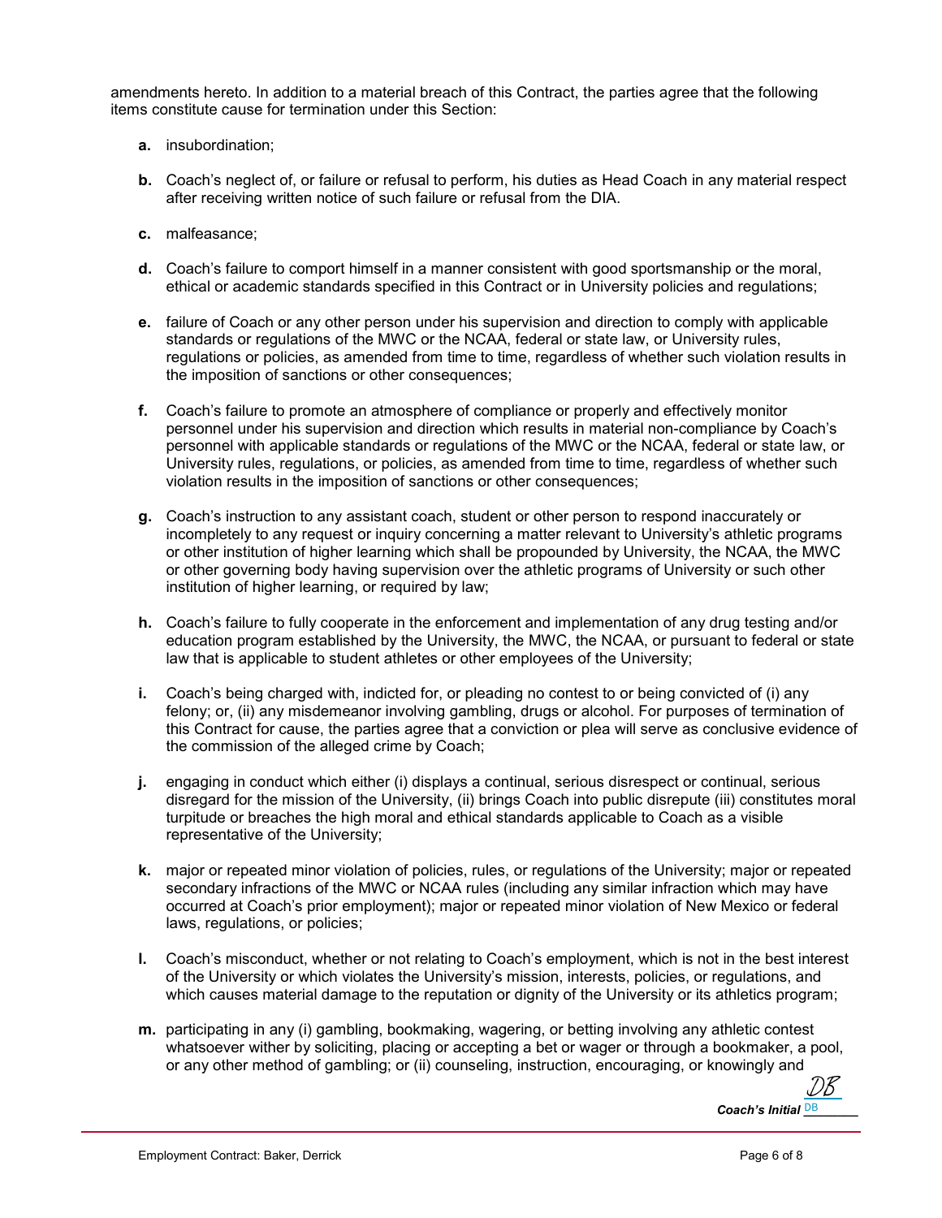amendments hereto. In addition to a material breach of this Contract, the parties agree that the following items constitute cause for termination under this Section:

**a.** insubordination;

**b.** Coach's neglect of, or failure or refusal to perform, his duties as Head Coach in any material respect after receiving written notice of such failure or refusal from the DIA.

**c.** malfeasance;

**d.** Coach's failure to comport himself in a manner consistent with good sportsmanship or the moral, ethical or academic standards specified in this Contract or in University policies and regulations;

**e.** failure of Coach or any other person under his supervision and direction to comply with applicable standards or regulations of the MWC or the NCAA, federal or state law, or University rules, regulations or policies, as amended from time to time, regardless of whether such violation results in the imposition of sanctions or other consequences;

**f.** Coach's failure to promote an atmosphere of compliance or properly and effectively monitor personnel under his supervision and direction which results in material non-compliance by Coach's personnel with applicable standards or regulations of the MWC or the NCAA, federal or state law, or University rules, regulations, or policies, as amended from time to time, regardless of whether such violation results in the imposition of sanctions or other consequences;

**g.** Coach's instruction to any assistant coach, student or other person to respond inaccurately or incompletely to any request or inquiry concerning a matter relevant to University's athletic programs or other institution of higher learning which shall be propounded by University, the NCAA, the MWC or other governing body having supervision over the athletic programs of University or such other institution of higher learning, or required by law;

**h.** Coach's failure to fully cooperate in the enforcement and implementation of any drug testing and/or education program established by the University, the MWC, the NCAA, or pursuant to federal or state law that is applicable to student athletes or other employees of the University;

**i.** Coach's being charged with, indicted for, or pleading no contest to or being convicted of (i) any felony; or, (ii) any misdemeanor involving gambling, drugs or alcohol. For purposes of termination of this Contract for cause, the parties agree that a conviction or plea will serve as conclusive evidence of the commission of the alleged crime by Coach;

**j.** engaging in conduct which either (i) displays a continual, serious disrespect or continual, serious disregard for the mission of the University, (ii) brings Coach into public disrepute (iii) constitutes moral turpitude or breaches the high moral and ethical standards applicable to Coach as a visible representative of the University;

**k.** major or repeated minor violation of policies, rules, or regulations of the University; major or repeated secondary infractions of the MWC or NCAA rules (including any similar infraction which may have occurred at Coach's prior employment); major or repeated minor violation of New Mexico or federal laws, regulations, or policies;

**l.** Coach's misconduct, whether or not relating to Coach's employment, which is not in the best interest of the University or which violates the University's mission, interests, policies, or regulations, and which causes material damage to the reputation or dignity of the University or its athletics program;

**m.** participating in any (i) gambling, bookmaking, wagering, or betting involving any athletic contest whatsoever wither by soliciting, placing or accepting a bet or wager or through a bookmaker, a pool, or any other method of gambling; or (ii) counseling, instruction, encouraging, or knowingly and

DB

***Coach's Initial*** DB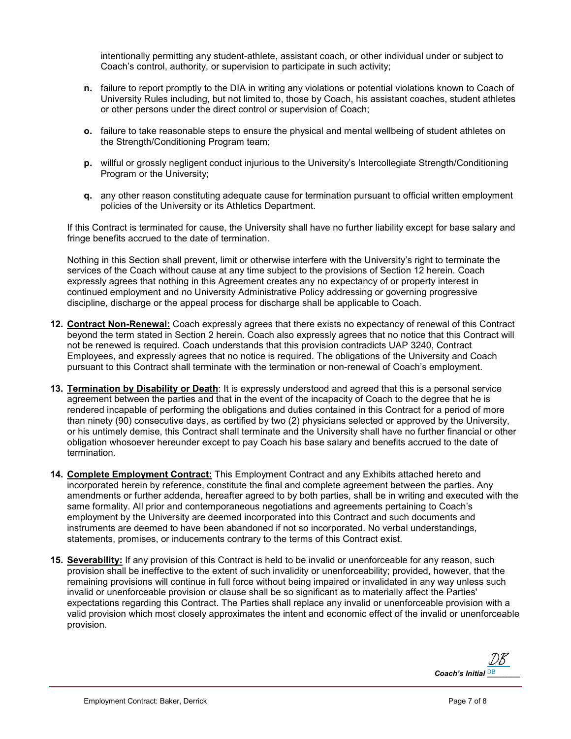intentionally permitting any student-athlete, assistant coach, or other individual under or subject to Coach's control, authority, or supervision to participate in such activity;

**n.** failure to report promptly to the DIA in writing any violations or potential violations known to Coach of University Rules including, but not limited to, those by Coach, his assistant coaches, student athletes or other persons under the direct control or supervision of Coach;

**o.** failure to take reasonable steps to ensure the physical and mental wellbeing of student athletes on the Strength/Conditioning Program team;

**p.** willful or grossly negligent conduct injurious to the University's Intercollegiate Strength/Conditioning Program or the University;

**q.** any other reason constituting adequate cause for termination pursuant to official written employment policies of the University or its Athletics Department.

If this Contract is terminated for cause, the University shall have no further liability except for base salary and fringe benefits accrued to the date of termination.

Nothing in this Section shall prevent, limit or otherwise interfere with the University's right to terminate the services of the Coach without cause at any time subject to the provisions of Section 12 herein. Coach expressly agrees that nothing in this Agreement creates any no expectancy of or property interest in continued employment and no University Administrative Policy addressing or governing progressive discipline, discharge or the appeal process for discharge shall be applicable to Coach.

**12. <u>Contract Non-Renewal:</u>** Coach expressly agrees that there exists no expectancy of renewal of this Contract beyond the term stated in Section 2 herein. Coach also expressly agrees that no notice that this Contract will not be renewed is required. Coach understands that this provision contradicts UAP 3240, Contract Employees, and expressly agrees that no notice is required. The obligations of the University and Coach pursuant to this Contract shall terminate with the termination or non-renewal of Coach's employment.

**13. <u>Termination by Disability or Death</u>**: It is expressly understood and agreed that this is a personal service agreement between the parties and that in the event of the incapacity of Coach to the degree that he is rendered incapable of performing the obligations and duties contained in this Contract for a period of more than ninety (90) consecutive days, as certified by two (2) physicians selected or approved by the University, or his untimely demise, this Contract shall terminate and the University shall have no further financial or other obligation whosoever hereunder except to pay Coach his base salary and benefits accrued to the date of termination.

**14. <u>Complete Employment Contract:</u>** This Employment Contract and any Exhibits attached hereto and incorporated herein by reference, constitute the final and complete agreement between the parties. Any amendments or further addenda, hereafter agreed to by both parties, shall be in writing and executed with the same formality. All prior and contemporaneous negotiations and agreements pertaining to Coach's employment by the University are deemed incorporated into this Contract and such documents and instruments are deemed to have been abandoned if not so incorporated. No verbal understandings, statements, promises, or inducements contrary to the terms of this Contract exist.

**15. <u>Severability:</u>** If any provision of this Contract is held to be invalid or unenforceable for any reason, such provision shall be ineffective to the extent of such invalidity or unenforceability; provided, however, that the remaining provisions will continue in full force without being impaired or invalidated in any way unless such invalid or unenforceable provision or clause shall be so significant as to materially affect the Parties' expectations regarding this Contract. The Parties shall replace any invalid or unenforceable provision with a valid provision which most closely approximates the intent and economic effect of the invalid or unenforceable provision.

***Coach's Initial*** DB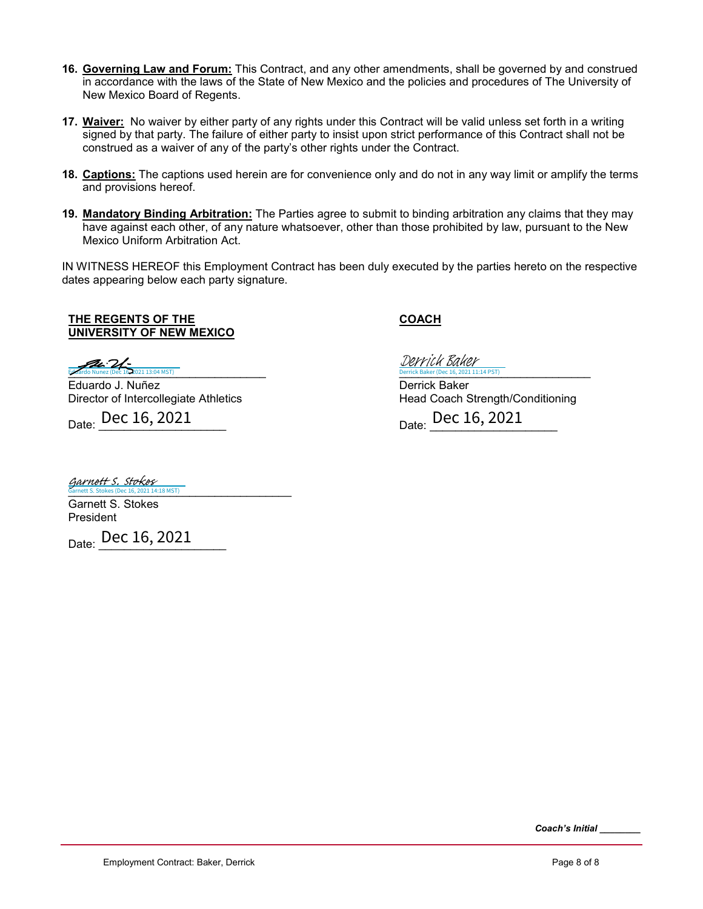16. **Governing Law and Forum:** This Contract, and any other amendments, shall be governed by and construed in accordance with the laws of the State of New Mexico and the policies and procedures of The University of New Mexico Board of Regents.

17. **Waiver:** No waiver by either party of any rights under this Contract will be valid unless set forth in a writing signed by that party. The failure of either party to insist upon strict performance of this Contract shall not be construed as a waiver of any of the party's other rights under the Contract.

18. **Captions:** The captions used herein are for convenience only and do not in any way limit or amplify the terms and provisions hereof.

19. **Mandatory Binding Arbitration:** The Parties agree to submit to binding arbitration any claims that they may have against each other, of any nature whatsoever, other than those prohibited by law, pursuant to the New Mexico Uniform Arbitration Act.

IN WITNESS HEREOF this Employment Contract has been duly executed by the parties hereto on the respective dates appearing below each party signature.

**THE REGENTS OF THE UNIVERSITY OF NEW MEXICO**

Eduardo Nunez (Dec 16, 2021 13:04 MST)

Eduardo J. Nuñez
Director of Intercollegiate Athletics

Date: Dec 16, 2021

**COACH**

Derrick Baker
Derrick Baker (Dec 16, 2021 11:14 PST)

Derrick Baker
Head Coach Strength/Conditioning

Date: Dec 16, 2021

Garnett S. Stokes
Garnett S. Stokes (Dec 16, 2021 14:18 MST)

Garnett S. Stokes
President

Date: Dec 16, 2021

*Coach's Initial* ________